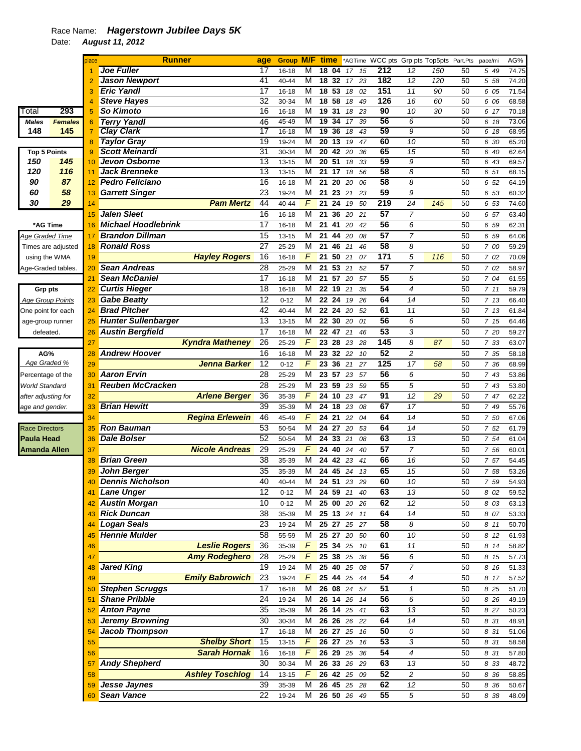Race Name: ***Hagerstown Jubilee Days 5K***

Date: ***August 11, 2012***

| Total | 293 |
|---|---|
| *Males* | *Females* |
| 148 | 145 |

| Top 5 Points | |
|---|---|
| 150 | 145 |
| 120 | 116 |
| 90 | 87 |
| 60 | 58 |
| 30 | 29 |

**\*AG Time**
*Age Graded Time*
Times are adjusted using the WMA Age-Graded tables.

**Grp pts**
*Age Group Points*
One point for each age-group runner defeated.

**AG%**
*Age Graded %*
Percentage of the World Standard after adjusting for age and gender.

**Race Directors**
**Paula Head**
**Amanda Allen**

| place | Runner | age | Group | M/F | time | *AGTime | WCC pts | Grp pts | Top5pts | Part.Pts | pace/mi | AG% |
|---|---|---|---|---|---|---|---|---|---|---|---|---|
| 1 | Joe Fuller | 17 | 16-18 | M | 18 04 | 17 15 | 212 | 12 | 150 | 50 | 5 49 | 74.75 |
| 2 | Jason Newport | 41 | 40-44 | M | 18 32 | 17 23 | 182 | 12 | 120 | 50 | 5 58 | 74.20 |
| 3 | Eric Yandl | 17 | 16-18 | M | 18 53 | 18 02 | 151 | 11 | 90 | 50 | 6 05 | 71.54 |
| 4 | Steve Hayes | 32 | 30-34 | M | 18 58 | 18 49 | 126 | 16 | 60 | 50 | 6 06 | 68.58 |
| 5 | So Kimoto | 16 | 16-18 | M | 19 31 | 18 23 | 90 | 10 | 30 | 50 | 6 17 | 70.18 |
| 6 | Terry Yandl | 46 | 45-49 | M | 19 34 | 17 39 | 56 | 6 | | 50 | 6 18 | 73.06 |
| 7 | Clay Clark | 17 | 16-18 | M | 19 36 | 18 43 | 59 | 9 | | 50 | 6 18 | 68.95 |
| 8 | Taylor Gray | 19 | 19-24 | M | 20 13 | 19 47 | 60 | 10 | | 50 | 6 30 | 65.20 |
| 9 | Scott Meinardi | 31 | 30-34 | M | 20 42 | 20 36 | 65 | 15 | | 50 | 6 40 | 62.64 |
| 10 | Jevon Osborne | 13 | 13-15 | M | 20 51 | 18 33 | 59 | 9 | | 50 | 6 43 | 69.57 |
| 11 | Jack Brenneke | 13 | 13-15 | M | 21 17 | 18 56 | 58 | 8 | | 50 | 6 51 | 68.15 |
| 12 | Pedro Feliciano | 16 | 16-18 | M | 21 20 | 20 06 | 58 | 8 | | 50 | 6 52 | 64.19 |
| 13 | Garrett Singer | 23 | 19-24 | M | 21 23 | 21 23 | 59 | 9 | | 50 | 6 53 | 60.32 |
| 14 | Pam Mertz | 44 | 40-44 | F | 21 24 | 19 50 | 219 | 24 | 145 | 50 | 6 53 | 74.60 |
| 15 | Jalen Sleet | 16 | 16-18 | M | 21 36 | 20 21 | 57 | 7 | | 50 | 6 57 | 63.40 |
| 16 | Michael Hoodlebrink | 17 | 16-18 | M | 21 41 | 20 42 | 56 | 6 | | 50 | 6 59 | 62.31 |
| 17 | Brandon Dillman | 15 | 13-15 | M | 21 44 | 20 08 | 57 | 7 | | 50 | 6 59 | 64.06 |
| 18 | Ronald Ross | 27 | 25-29 | M | 21 46 | 21 46 | 58 | 8 | | 50 | 7 00 | 59.29 |
| 19 | Hayley Rogers | 16 | 16-18 | F | 21 50 | 21 07 | 171 | 5 | 116 | 50 | 7 02 | 70.09 |
| 20 | Sean Andreas | 28 | 25-29 | M | 21 53 | 21 52 | 57 | 7 | | 50 | 7 02 | 58.97 |
| 21 | Sean McDaniel | 17 | 16-18 | M | 21 57 | 20 57 | 55 | 5 | | 50 | 7 04 | 61.55 |
| 22 | Curtis Hieger | 18 | 16-18 | M | 22 19 | 21 35 | 54 | 4 | | 50 | 7 11 | 59.79 |
| 23 | Gabe Beatty | 12 | 0-12 | M | 22 24 | 19 26 | 64 | 14 | | 50 | 7 13 | 66.40 |
| 24 | Brad Pitcher | 42 | 40-44 | M | 22 24 | 20 52 | 61 | 11 | | 50 | 7 13 | 61.84 |
| 25 | Hunter Sullenbarger | 13 | 13-15 | M | 22 30 | 20 01 | 56 | 6 | | 50 | 7 15 | 64.46 |
| 26 | Austin Bergfield | 17 | 16-18 | M | 22 47 | 21 46 | 53 | 3 | | 50 | 7 20 | 59.27 |
| 27 | Kyndra Matheney | 26 | 25-29 | F | 23 28 | 23 28 | 145 | 8 | 87 | 50 | 7 33 | 63.07 |
| 28 | Andrew Hoover | 16 | 16-18 | M | 23 32 | 22 10 | 52 | 2 | | 50 | 7 35 | 58.18 |
| 29 | Jenna Barker | 12 | 0-12 | F | 23 36 | 21 27 | 125 | 17 | 58 | 50 | 7 36 | 68.99 |
| 30 | Aaron Ervin | 28 | 25-29 | M | 23 57 | 23 57 | 56 | 6 | | 50 | 7 43 | 53.86 |
| 31 | Reuben McCracken | 28 | 25-29 | M | 23 59 | 23 59 | 55 | 5 | | 50 | 7 43 | 53.80 |
| 32 | Arlene Berger | 36 | 35-39 | F | 24 10 | 23 47 | 91 | 12 | 29 | 50 | 7 47 | 62.22 |
| 33 | Brian Hewitt | 39 | 35-39 | M | 24 18 | 23 08 | 67 | 17 | | 50 | 7 49 | 55.76 |
| 34 | Regina Erlewein | 46 | 45-49 | F | 24 21 | 22 04 | 64 | 14 | | 50 | 7 50 | 67.06 |
| 35 | Ron Bauman | 53 | 50-54 | M | 24 27 | 20 53 | 64 | 14 | | 50 | 7 52 | 61.79 |
| 36 | Dale Bolser | 52 | 50-54 | M | 24 33 | 21 08 | 63 | 13 | | 50 | 7 54 | 61.04 |
| 37 | Nicole Andreas | 29 | 25-29 | F | 24 40 | 24 40 | 57 | 7 | | 50 | 7 56 | 60.01 |
| 38 | Brian Green | 38 | 35-39 | M | 24 42 | 23 41 | 66 | 16 | | 50 | 7 57 | 54.45 |
| 39 | John Berger | 35 | 35-39 | M | 24 45 | 24 13 | 65 | 15 | | 50 | 7 58 | 53.26 |
| 40 | Dennis Nicholson | 40 | 40-44 | M | 24 51 | 23 29 | 60 | 10 | | 50 | 7 59 | 54.93 |
| 41 | Lane Unger | 12 | 0-12 | M | 24 59 | 21 40 | 63 | 13 | | 50 | 8 02 | 59.52 |
| 42 | Austin Morgan | 10 | 0-12 | M | 25 00 | 20 26 | 62 | 12 | | 50 | 8 03 | 63.13 |
| 43 | Rick Duncan | 38 | 35-39 | M | 25 13 | 24 11 | 64 | 14 | | 50 | 8 07 | 53.33 |
| 44 | Logan Seals | 23 | 19-24 | M | 25 27 | 25 27 | 58 | 8 | | 50 | 8 11 | 50.70 |
| 45 | Hennie Mulder | 58 | 55-59 | M | 25 27 | 20 50 | 60 | 10 | | 50 | 8 12 | 61.93 |
| 46 | Leslie Rogers | 36 | 35-39 | F | 25 34 | 25 10 | 61 | 11 | | 50 | 8 14 | 58.82 |
| 47 | Amy Rodeghero | 28 | 25-29 | F | 25 38 | 25 38 | 56 | 6 | | 50 | 8 15 | 57.73 |
| 48 | Jared King | 19 | 19-24 | M | 25 40 | 25 08 | 57 | 7 | | 50 | 8 16 | 51.33 |
| 49 | Emily Babrowich | 23 | 19-24 | F | 25 44 | 25 44 | 54 | 4 | | 50 | 8 17 | 57.52 |
| 50 | Stephen Scruggs | 17 | 16-18 | M | 26 08 | 24 57 | 51 | 1 | | 50 | 8 25 | 51.70 |
| 51 | Shane Pribble | 24 | 19-24 | M | 26 14 | 26 14 | 56 | 6 | | 50 | 8 26 | 49.19 |
| 52 | Anton Payne | 35 | 35-39 | M | 26 14 | 25 41 | 63 | 13 | | 50 | 8 27 | 50.23 |
| 53 | Jeremy Browning | 30 | 30-34 | M | 26 26 | 26 22 | 64 | 14 | | 50 | 8 31 | 48.91 |
| 54 | Jacob Thompson | 17 | 16-18 | M | 26 27 | 25 16 | 50 | 0 | | 50 | 8 31 | 51.06 |
| 55 | Shelby Short | 15 | 13-15 | F | 26 27 | 25 16 | 53 | 3 | | 50 | 8 31 | 58.58 |
| 56 | Sarah Hornak | 16 | 16-18 | F | 26 29 | 25 36 | 54 | 4 | | 50 | 8 31 | 57.80 |
| 57 | Andy Shepherd | 30 | 30-34 | M | 26 33 | 26 29 | 63 | 13 | | 50 | 8 33 | 48.72 |
| 58 | Ashley Toschlog | 14 | 13-15 | F | 26 42 | 25 09 | 52 | 2 | | 50 | 8 36 | 58.85 |
| 59 | Jesse Jaynes | 39 | 35-39 | M | 26 45 | 25 28 | 62 | 12 | | 50 | 8 36 | 50.67 |
| 60 | Sean Vance | 22 | 19-24 | M | 26 50 | 26 49 | 55 | 5 | | 50 | 8 38 | 48.09 |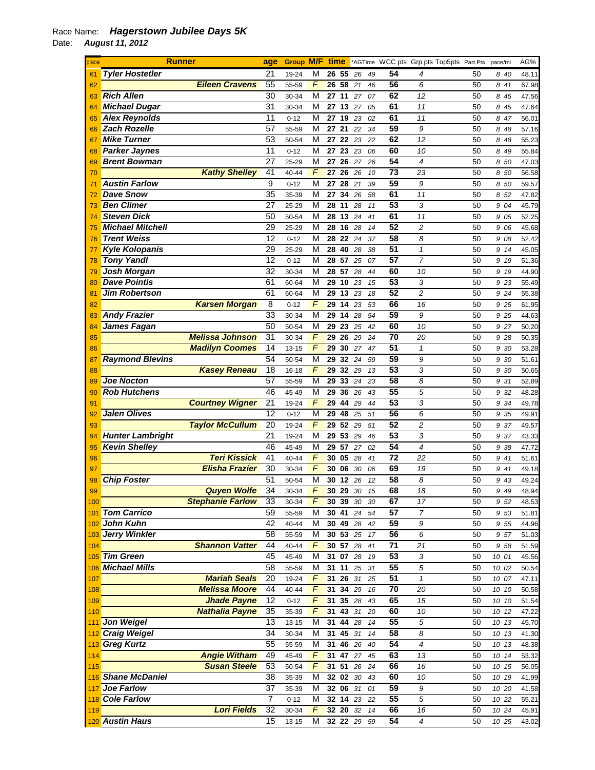Race Name: ***Hagerstown Jubilee Days 5K***

Date: ***August 11, 2012***

| place | Runner | age | Group | M/F | time | | *AGTime | | WCC pts | Grp pts | Top5pts | Part.Pts | pace/mi | AG% |
|---|---|---|---|---|---|---|---|---|---|---|---|---|---|---|
| 61 | Tyler Hostetler | 21 | 19-24 | M | 26 | 55 | 26 | 49 | 54 | 4 | | 50 | 8 40 | 48.11 |
| 62 | Eileen Cravens | 55 | 55-59 | F | 26 | 58 | 21 | 46 | 56 | 6 | | 50 | 8 41 | 67.98 |
| 63 | Rich Allen | 30 | 30-34 | M | 27 | 11 | 27 | 07 | 62 | 12 | | 50 | 8 45 | 47.56 |
| 64 | Michael Dugar | 31 | 30-34 | M | 27 | 13 | 27 | 05 | 61 | 11 | | 50 | 8 45 | 47.64 |
| 65 | Alex Reynolds | 11 | 0-12 | M | 27 | 19 | 23 | 02 | 61 | 11 | | 50 | 8 47 | 56.01 |
| 66 | Zach Rozelle | 57 | 55-59 | M | 27 | 21 | 22 | 34 | 59 | 9 | | 50 | 8 48 | 57.16 |
| 67 | Mike Turner | 53 | 50-54 | M | 27 | 22 | 23 | 22 | 62 | 12 | | 50 | 8 48 | 55.23 |
| 68 | Parker Jaynes | 11 | 0-12 | M | 27 | 23 | 23 | 06 | 60 | 10 | | 50 | 8 49 | 55.84 |
| 69 | Brent Bowman | 27 | 25-29 | M | 27 | 26 | 27 | 26 | 54 | 4 | | 50 | 8 50 | 47.03 |
| 70 | Kathy Shelley | 41 | 40-44 | F | 27 | 26 | 26 | 10 | 73 | 23 | | 50 | 8 50 | 56.58 |
| 71 | Austin Farlow | 9 | 0-12 | M | 27 | 28 | 21 | 39 | 59 | 9 | | 50 | 8 50 | 59.57 |
| 72 | Dave Snow | 35 | 35-39 | M | 27 | 34 | 26 | 58 | 61 | 11 | | 50 | 8 52 | 47.82 |
| 73 | Ben Climer | 27 | 25-29 | M | 28 | 11 | 28 | 11 | 53 | 3 | | 50 | 9 04 | 45.79 |
| 74 | Steven Dick | 50 | 50-54 | M | 28 | 13 | 24 | 41 | 61 | 11 | | 50 | 9 05 | 52.25 |
| 75 | Michael Mitchell | 29 | 25-29 | M | 28 | 16 | 28 | 14 | 52 | 2 | | 50 | 9 06 | 45.68 |
| 76 | Trent Weiss | 12 | 0-12 | M | 28 | 22 | 24 | 37 | 58 | 8 | | 50 | 9 08 | 52.42 |
| 77 | Kyle Kolopanis | 29 | 25-29 | M | 28 | 40 | 28 | 38 | 51 | 1 | | 50 | 9 14 | 45.05 |
| 78 | Tony Yandl | 12 | 0-12 | M | 28 | 57 | 25 | 07 | 57 | 7 | | 50 | 9 19 | 51.36 |
| 79 | Josh Morgan | 32 | 30-34 | M | 28 | 57 | 28 | 44 | 60 | 10 | | 50 | 9 19 | 44.90 |
| 80 | Dave Pointis | 61 | 60-64 | M | 29 | 10 | 23 | 15 | 53 | 3 | | 50 | 9 23 | 55.49 |
| 81 | Jim Robertson | 61 | 60-64 | M | 29 | 13 | 23 | 18 | 52 | 2 | | 50 | 9 24 | 55.38 |
| 82 | Karsen Morgan | 8 | 0-12 | F | 29 | 14 | 23 | 53 | 66 | 16 | | 50 | 9 25 | 61.95 |
| 83 | Andy Frazier | 33 | 30-34 | M | 29 | 14 | 28 | 54 | 59 | 9 | | 50 | 9 25 | 44.63 |
| 84 | James Fagan | 50 | 50-54 | M | 29 | 23 | 25 | 42 | 60 | 10 | | 50 | 9 27 | 50.20 |
| 85 | Melissa Johnson | 31 | 30-34 | F | 29 | 26 | 29 | 24 | 70 | 20 | | 50 | 9 28 | 50.35 |
| 86 | Madilyn Coomes | 14 | 13-15 | F | 29 | 30 | 27 | 47 | 51 | 1 | | 50 | 9 30 | 53.28 |
| 87 | Raymond Blevins | 54 | 50-54 | M | 29 | 32 | 24 | 59 | 59 | 9 | | 50 | 9 30 | 51.61 |
| 88 | Kasey Reneau | 18 | 16-18 | F | 29 | 32 | 29 | 13 | 53 | 3 | | 50 | 9 30 | 50.65 |
| 89 | Joe Nocton | 57 | 55-59 | M | 29 | 33 | 24 | 23 | 58 | 8 | | 50 | 9 31 | 52.89 |
| 90 | Rob Hutchens | 46 | 45-49 | M | 29 | 36 | 26 | 43 | 55 | 5 | | 50 | 9 32 | 48.28 |
| 91 | Courtney Wigner | 21 | 19-24 | F | 29 | 44 | 29 | 44 | 53 | 3 | | 50 | 9 34 | 49.78 |
| 92 | Jalen Olives | 12 | 0-12 | M | 29 | 48 | 25 | 51 | 56 | 6 | | 50 | 9 35 | 49.91 |
| 93 | Taylor McCullum | 20 | 19-24 | F | 29 | 52 | 29 | 51 | 52 | 2 | | 50 | 9 37 | 49.57 |
| 94 | Hunter Lambright | 21 | 19-24 | M | 29 | 53 | 29 | 46 | 53 | 3 | | 50 | 9 37 | 43.33 |
| 95 | Kevin Shelley | 46 | 45-49 | M | 29 | 57 | 27 | 02 | 54 | 4 | | 50 | 9 38 | 47.72 |
| 96 | Teri Kissick | 41 | 40-44 | F | 30 | 05 | 28 | 41 | 72 | 22 | | 50 | 9 41 | 51.61 |
| 97 | Elisha Frazier | 30 | 30-34 | F | 30 | 06 | 30 | 06 | 69 | 19 | | 50 | 9 41 | 49.18 |
| 98 | Chip Foster | 51 | 50-54 | M | 30 | 12 | 26 | 12 | 58 | 8 | | 50 | 9 43 | 49.24 |
| 99 | Quyen Wolfe | 34 | 30-34 | F | 30 | 29 | 30 | 15 | 68 | 18 | | 50 | 9 49 | 48.94 |
| 100 | Stephanie Farlow | 33 | 30-34 | F | 30 | 39 | 30 | 30 | 67 | 17 | | 50 | 9 52 | 48.53 |
| 101 | Tom Carrico | 59 | 55-59 | M | 30 | 41 | 24 | 54 | 57 | 7 | | 50 | 9 53 | 51.81 |
| 102 | John Kuhn | 42 | 40-44 | M | 30 | 49 | 28 | 42 | 59 | 9 | | 50 | 9 55 | 44.96 |
| 103 | Jerry Winkler | 58 | 55-59 | M | 30 | 53 | 25 | 17 | 56 | 6 | | 50 | 9 57 | 51.03 |
| 104 | Shannon Vatter | 44 | 40-44 | F | 30 | 57 | 28 | 41 | 71 | 21 | | 50 | 9 58 | 51.59 |
| 105 | Tim Green | 45 | 45-49 | M | 31 | 07 | 28 | 19 | 53 | 3 | | 50 | 10 01 | 45.56 |
| 106 | Michael Mills | 58 | 55-59 | M | 31 | 11 | 25 | 31 | 55 | 5 | | 50 | 10 02 | 50.54 |
| 107 | Mariah Seals | 20 | 19-24 | F | 31 | 26 | 31 | 25 | 51 | 1 | | 50 | 10 07 | 47.11 |
| 108 | Melissa Moore | 44 | 40-44 | F | 31 | 34 | 29 | 16 | 70 | 20 | | 50 | 10 10 | 50.58 |
| 109 | Jhade Payne | 12 | 0-12 | F | 31 | 35 | 28 | 43 | 65 | 15 | | 50 | 10 10 | 51.54 |
| 110 | Nathalia Payne | 35 | 35-39 | F | 31 | 43 | 31 | 20 | 60 | 10 | | 50 | 10 12 | 47.22 |
| 111 | Jon Weigel | 13 | 13-15 | M | 31 | 44 | 28 | 14 | 55 | 5 | | 50 | 10 13 | 45.70 |
| 112 | Craig Weigel | 34 | 30-34 | M | 31 | 45 | 31 | 14 | 58 | 8 | | 50 | 10 13 | 41.30 |
| 113 | Greg Kurtz | 55 | 55-59 | M | 31 | 46 | 26 | 40 | 54 | 4 | | 50 | 10 13 | 48.38 |
| 114 | Angie Witham | 49 | 45-49 | F | 31 | 47 | 27 | 45 | 63 | 13 | | 50 | 10 14 | 53.32 |
| 115 | Susan Steele | 53 | 50-54 | F | 31 | 51 | 26 | 24 | 66 | 16 | | 50 | 10 15 | 56.05 |
| 116 | Shane McDaniel | 38 | 35-39 | M | 32 | 02 | 30 | 43 | 60 | 10 | | 50 | 10 19 | 41.99 |
| 117 | Joe Farlow | 37 | 35-39 | M | 32 | 06 | 31 | 01 | 59 | 9 | | 50 | 10 20 | 41.58 |
| 118 | Cole Farlow | 7 | 0-12 | M | 32 | 14 | 23 | 22 | 55 | 5 | | 50 | 10 22 | 55.21 |
| 119 | Lori Fields | 32 | 30-34 | F | 32 | 20 | 32 | 14 | 66 | 16 | | 50 | 10 24 | 45.91 |
| 120 | Austin Haus | 15 | 13-15 | M | 32 | 22 | 29 | 59 | 54 | 4 | | 50 | 10 25 | 43.02 |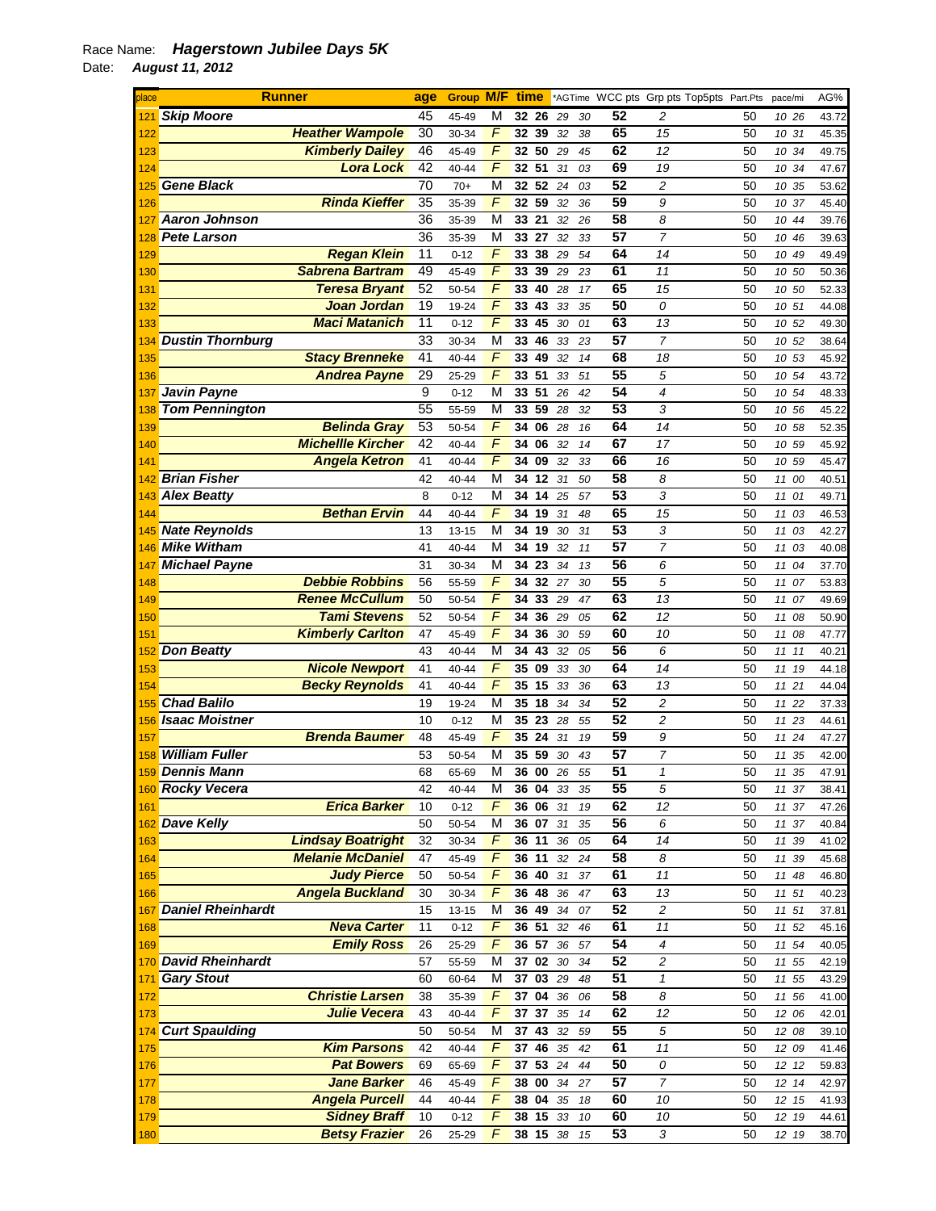Race Name: ***Hagerstown Jubilee Days 5K***

Date: ***August 11, 2012***

| place | Runner | age | Group | M/F | time | *AGTime | WCC pts | Grp pts | Top5pts | Part.Pts | pace/mi | AG% |
|---|---|---|---|---|---|---|---|---|---|---|---|---|
| 121 | **Skip Moore** | 45 | 45-49 | M | 32 26 | 29 30 | 52 | 2 | | 50 | 10 26 | 43.72 |
| 122 | **Heather Wampole** | 30 | 30-34 | F | 32 39 | 32 38 | 65 | 15 | | 50 | 10 31 | 45.35 |
| 123 | **Kimberly Dailey** | 46 | 45-49 | F | 32 50 | 29 45 | 62 | 12 | | 50 | 10 34 | 49.75 |
| 124 | **Lora Lock** | 42 | 40-44 | F | 32 51 | 31 03 | 69 | 19 | | 50 | 10 34 | 47.67 |
| 125 | **Gene Black** | 70 | 70+ | M | 32 52 | 24 03 | 52 | 2 | | 50 | 10 35 | 53.62 |
| 126 | **Rinda Kieffer** | 35 | 35-39 | F | 32 59 | 32 36 | 59 | 9 | | 50 | 10 37 | 45.40 |
| 127 | **Aaron Johnson** | 36 | 35-39 | M | 33 21 | 32 26 | 58 | 8 | | 50 | 10 44 | 39.76 |
| 128 | **Pete Larson** | 36 | 35-39 | M | 33 27 | 32 33 | 57 | 7 | | 50 | 10 46 | 39.63 |
| 129 | **Regan Klein** | 11 | 0-12 | F | 33 38 | 29 54 | 64 | 14 | | 50 | 10 49 | 49.49 |
| 130 | **Sabrena Bartram** | 49 | 45-49 | F | 33 39 | 29 23 | 61 | 11 | | 50 | 10 50 | 50.36 |
| 131 | **Teresa Bryant** | 52 | 50-54 | F | 33 40 | 28 17 | 65 | 15 | | 50 | 10 50 | 52.33 |
| 132 | **Joan Jordan** | 19 | 19-24 | F | 33 43 | 33 35 | 50 | 0 | | 50 | 10 51 | 44.08 |
| 133 | **Maci Matanich** | 11 | 0-12 | F | 33 45 | 30 01 | 63 | 13 | | 50 | 10 52 | 49.30 |
| 134 | **Dustin Thornburg** | 33 | 30-34 | M | 33 46 | 33 23 | 57 | 7 | | 50 | 10 52 | 38.64 |
| 135 | **Stacy Brenneke** | 41 | 40-44 | F | 33 49 | 32 14 | 68 | 18 | | 50 | 10 53 | 45.92 |
| 136 | **Andrea Payne** | 29 | 25-29 | F | 33 51 | 33 51 | 55 | 5 | | 50 | 10 54 | 43.72 |
| 137 | **Javin Payne** | 9 | 0-12 | M | 33 51 | 26 42 | 54 | 4 | | 50 | 10 54 | 48.33 |
| 138 | **Tom Pennington** | 55 | 55-59 | M | 33 59 | 28 32 | 53 | 3 | | 50 | 10 56 | 45.22 |
| 139 | **Belinda Gray** | 53 | 50-54 | F | 34 06 | 28 16 | 64 | 14 | | 50 | 10 58 | 52.35 |
| 140 | **Michellle Kircher** | 42 | 40-44 | F | 34 06 | 32 14 | 67 | 17 | | 50 | 10 59 | 45.92 |
| 141 | **Angela Ketron** | 41 | 40-44 | F | 34 09 | 32 33 | 66 | 16 | | 50 | 10 59 | 45.47 |
| 142 | **Brian Fisher** | 42 | 40-44 | M | 34 12 | 31 50 | 58 | 8 | | 50 | 11 00 | 40.51 |
| 143 | **Alex Beatty** | 8 | 0-12 | M | 34 14 | 25 57 | 53 | 3 | | 50 | 11 01 | 49.71 |
| 144 | **Bethan Ervin** | 44 | 40-44 | F | 34 19 | 31 48 | 65 | 15 | | 50 | 11 03 | 46.53 |
| 145 | **Nate Reynolds** | 13 | 13-15 | M | 34 19 | 30 31 | 53 | 3 | | 50 | 11 03 | 42.27 |
| 146 | **Mike Witham** | 41 | 40-44 | M | 34 19 | 32 11 | 57 | 7 | | 50 | 11 03 | 40.08 |
| 147 | **Michael Payne** | 31 | 30-34 | M | 34 23 | 34 13 | 56 | 6 | | 50 | 11 04 | 37.70 |
| 148 | **Debbie Robbins** | 56 | 55-59 | F | 34 32 | 27 30 | 55 | 5 | | 50 | 11 07 | 53.83 |
| 149 | **Renee McCullum** | 50 | 50-54 | F | 34 33 | 29 47 | 63 | 13 | | 50 | 11 07 | 49.69 |
| 150 | **Tami Stevens** | 52 | 50-54 | F | 34 36 | 29 05 | 62 | 12 | | 50 | 11 08 | 50.90 |
| 151 | **Kimberly Carlton** | 47 | 45-49 | F | 34 36 | 30 59 | 60 | 10 | | 50 | 11 08 | 47.77 |
| 152 | **Don Beatty** | 43 | 40-44 | M | 34 43 | 32 05 | 56 | 6 | | 50 | 11 11 | 40.21 |
| 153 | **Nicole Newport** | 41 | 40-44 | F | 35 09 | 33 30 | 64 | 14 | | 50 | 11 19 | 44.18 |
| 154 | **Becky Reynolds** | 41 | 40-44 | F | 35 15 | 33 36 | 63 | 13 | | 50 | 11 21 | 44.04 |
| 155 | **Chad Balilo** | 19 | 19-24 | M | 35 18 | 34 34 | 52 | 2 | | 50 | 11 22 | 37.33 |
| 156 | **Isaac Moistner** | 10 | 0-12 | M | 35 23 | 28 55 | 52 | 2 | | 50 | 11 23 | 44.61 |
| 157 | **Brenda Baumer** | 48 | 45-49 | F | 35 24 | 31 19 | 59 | 9 | | 50 | 11 24 | 47.27 |
| 158 | **William Fuller** | 53 | 50-54 | M | 35 59 | 30 43 | 57 | 7 | | 50 | 11 35 | 42.00 |
| 159 | **Dennis Mann** | 68 | 65-69 | M | 36 00 | 26 55 | 51 | 1 | | 50 | 11 35 | 47.91 |
| 160 | **Rocky Vecera** | 42 | 40-44 | M | 36 04 | 33 35 | 55 | 5 | | 50 | 11 37 | 38.41 |
| 161 | **Erica Barker** | 10 | 0-12 | F | 36 06 | 31 19 | 62 | 12 | | 50 | 11 37 | 47.26 |
| 162 | **Dave Kelly** | 50 | 50-54 | M | 36 07 | 31 35 | 56 | 6 | | 50 | 11 37 | 40.84 |
| 163 | **Lindsay Boatright** | 32 | 30-34 | F | 36 11 | 36 05 | 64 | 14 | | 50 | 11 39 | 41.02 |
| 164 | **Melanie McDaniel** | 47 | 45-49 | F | 36 11 | 32 24 | 58 | 8 | | 50 | 11 39 | 45.68 |
| 165 | **Judy Pierce** | 50 | 50-54 | F | 36 40 | 31 37 | 61 | 11 | | 50 | 11 48 | 46.80 |
| 166 | **Angela Buckland** | 30 | 30-34 | F | 36 48 | 36 47 | 63 | 13 | | 50 | 11 51 | 40.23 |
| 167 | **Daniel Rheinhardt** | 15 | 13-15 | M | 36 49 | 34 07 | 52 | 2 | | 50 | 11 51 | 37.81 |
| 168 | **Neva Carter** | 11 | 0-12 | F | 36 51 | 32 46 | 61 | 11 | | 50 | 11 52 | 45.16 |
| 169 | **Emily Ross** | 26 | 25-29 | F | 36 57 | 36 57 | 54 | 4 | | 50 | 11 54 | 40.05 |
| 170 | **David Rheinhardt** | 57 | 55-59 | M | 37 02 | 30 34 | 52 | 2 | | 50 | 11 55 | 42.19 |
| 171 | **Gary Stout** | 60 | 60-64 | M | 37 03 | 29 48 | 51 | 1 | | 50 | 11 56 | 43.29 |
| 172 | **Christie Larsen** | 38 | 35-39 | F | 37 04 | 36 06 | 58 | 8 | | 50 | 11 56 | 41.00 |
| 173 | **Julie Vecera** | 43 | 40-44 | F | 37 37 | 35 14 | 62 | 12 | | 50 | 12 06 | 42.01 |
| 174 | **Curt Spaulding** | 50 | 50-54 | M | 37 43 | 32 59 | 55 | 5 | | 50 | 12 08 | 39.10 |
| 175 | **Kim Parsons** | 42 | 40-44 | F | 37 46 | 35 42 | 61 | 11 | | 50 | 12 09 | 41.46 |
| 176 | **Pat Bowers** | 69 | 65-69 | F | 37 53 | 24 44 | 50 | 0 | | 50 | 12 12 | 59.83 |
| 177 | **Jane Barker** | 46 | 45-49 | F | 38 00 | 34 27 | 57 | 7 | | 50 | 12 14 | 42.97 |
| 178 | **Angela Purcell** | 44 | 40-44 | F | 38 04 | 35 18 | 60 | 10 | | 50 | 12 15 | 41.93 |
| 179 | **Sidney Braff** | 10 | 0-12 | F | 38 15 | 33 10 | 60 | 10 | | 50 | 12 19 | 44.61 |
| 180 | **Betsy Frazier** | 26 | 25-29 | F | 38 15 | 38 15 | 53 | 3 | | 50 | 12 19 | 38.70 |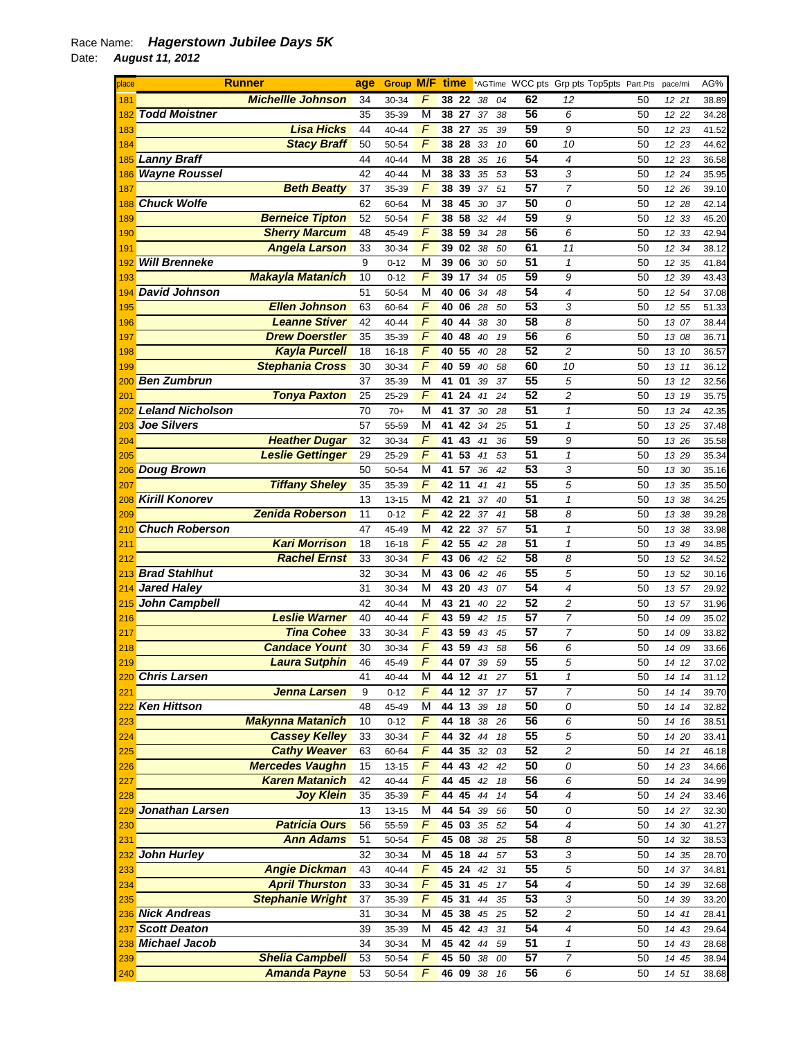Race Name: ***Hagerstown Jubilee Days 5K***

Date: ***August 11, 2012***

| place | Runner | age | Group | M/F | time | | *AGTime | | WCC pts | Grp pts | Top5pts | Part.Pts | pace/mi | AG% |
|---|---|---|---|---|---|---|---|---|---|---|---|---|---|---|
| 181 | Michellle Johnson | 34 | 30-34 | F | 38 | 22 | 38 | 04 | 62 | 12 | | 50 | 12 21 | 38.89 |
| 182 | Todd Moistner | 35 | 35-39 | M | 38 | 27 | 37 | 38 | 56 | 6 | | 50 | 12 22 | 34.28 |
| 183 | Lisa Hicks | 44 | 40-44 | F | 38 | 27 | 35 | 39 | 59 | 9 | | 50 | 12 23 | 41.52 |
| 184 | Stacy Braff | 50 | 50-54 | F | 38 | 28 | 33 | 10 | 60 | 10 | | 50 | 12 23 | 44.62 |
| 185 | Lanny Braff | 44 | 40-44 | M | 38 | 28 | 35 | 16 | 54 | 4 | | 50 | 12 23 | 36.58 |
| 186 | Wayne Roussel | 42 | 40-44 | M | 38 | 33 | 35 | 53 | 53 | 3 | | 50 | 12 24 | 35.95 |
| 187 | Beth Beatty | 37 | 35-39 | F | 38 | 39 | 37 | 51 | 57 | 7 | | 50 | 12 26 | 39.10 |
| 188 | Chuck Wolfe | 62 | 60-64 | M | 38 | 45 | 30 | 37 | 50 | 0 | | 50 | 12 28 | 42.14 |
| 189 | Berneice Tipton | 52 | 50-54 | F | 38 | 58 | 32 | 44 | 59 | 9 | | 50 | 12 33 | 45.20 |
| 190 | Sherry Marcum | 48 | 45-49 | F | 38 | 59 | 34 | 28 | 56 | 6 | | 50 | 12 33 | 42.94 |
| 191 | Angela Larson | 33 | 30-34 | F | 39 | 02 | 38 | 50 | 61 | 11 | | 50 | 12 34 | 38.12 |
| 192 | Will Brenneke | 9 | 0-12 | M | 39 | 06 | 30 | 50 | 51 | 1 | | 50 | 12 35 | 41.84 |
| 193 | Makayla Matanich | 10 | 0-12 | F | 39 | 17 | 34 | 05 | 59 | 9 | | 50 | 12 39 | 43.43 |
| 194 | David Johnson | 51 | 50-54 | M | 40 | 06 | 34 | 48 | 54 | 4 | | 50 | 12 54 | 37.08 |
| 195 | Ellen Johnson | 63 | 60-64 | F | 40 | 06 | 28 | 50 | 53 | 3 | | 50 | 12 55 | 51.33 |
| 196 | Leanne Stiver | 42 | 40-44 | F | 40 | 44 | 38 | 30 | 58 | 8 | | 50 | 13 07 | 38.44 |
| 197 | Drew Doerstler | 35 | 35-39 | F | 40 | 48 | 40 | 19 | 56 | 6 | | 50 | 13 08 | 36.71 |
| 198 | Kayla Purcell | 18 | 16-18 | F | 40 | 55 | 40 | 28 | 52 | 2 | | 50 | 13 10 | 36.57 |
| 199 | Stephania Cross | 30 | 30-34 | F | 40 | 59 | 40 | 58 | 60 | 10 | | 50 | 13 11 | 36.12 |
| 200 | Ben Zumbrun | 37 | 35-39 | M | 41 | 01 | 39 | 37 | 55 | 5 | | 50 | 13 12 | 32.56 |
| 201 | Tonya Paxton | 25 | 25-29 | F | 41 | 24 | 41 | 24 | 52 | 2 | | 50 | 13 19 | 35.75 |
| 202 | Leland Nicholson | 70 | 70+ | M | 41 | 37 | 30 | 28 | 51 | 1 | | 50 | 13 24 | 42.35 |
| 203 | Joe Silvers | 57 | 55-59 | M | 41 | 42 | 34 | 25 | 51 | 1 | | 50 | 13 25 | 37.48 |
| 204 | Heather Dugar | 32 | 30-34 | F | 41 | 43 | 41 | 36 | 59 | 9 | | 50 | 13 26 | 35.58 |
| 205 | Leslie Gettinger | 29 | 25-29 | F | 41 | 53 | 41 | 53 | 51 | 1 | | 50 | 13 29 | 35.34 |
| 206 | Doug Brown | 50 | 50-54 | M | 41 | 57 | 36 | 42 | 53 | 3 | | 50 | 13 30 | 35.16 |
| 207 | Tiffany Sheley | 35 | 35-39 | F | 42 | 11 | 41 | 41 | 55 | 5 | | 50 | 13 35 | 35.50 |
| 208 | Kirill Konorev | 13 | 13-15 | M | 42 | 21 | 37 | 40 | 51 | 1 | | 50 | 13 38 | 34.25 |
| 209 | Zenida Roberson | 11 | 0-12 | F | 42 | 22 | 37 | 41 | 58 | 8 | | 50 | 13 38 | 39.28 |
| 210 | Chuch Roberson | 47 | 45-49 | M | 42 | 22 | 37 | 57 | 51 | 1 | | 50 | 13 38 | 33.98 |
| 211 | Kari Morrison | 18 | 16-18 | F | 42 | 55 | 42 | 28 | 51 | 1 | | 50 | 13 49 | 34.85 |
| 212 | Rachel Ernst | 33 | 30-34 | F | 43 | 06 | 42 | 52 | 58 | 8 | | 50 | 13 52 | 34.52 |
| 213 | Brad Stahlhut | 32 | 30-34 | M | 43 | 06 | 42 | 46 | 55 | 5 | | 50 | 13 52 | 30.16 |
| 214 | Jared Haley | 31 | 30-34 | M | 43 | 20 | 43 | 07 | 54 | 4 | | 50 | 13 57 | 29.92 |
| 215 | John Campbell | 42 | 40-44 | M | 43 | 21 | 40 | 22 | 52 | 2 | | 50 | 13 57 | 31.96 |
| 216 | Leslie Warner | 40 | 40-44 | F | 43 | 59 | 42 | 15 | 57 | 7 | | 50 | 14 09 | 35.02 |
| 217 | Tina Cohee | 33 | 30-34 | F | 43 | 59 | 43 | 45 | 57 | 7 | | 50 | 14 09 | 33.82 |
| 218 | Candace Yount | 30 | 30-34 | F | 43 | 59 | 43 | 58 | 56 | 6 | | 50 | 14 09 | 33.66 |
| 219 | Laura Sutphin | 46 | 45-49 | F | 44 | 07 | 39 | 59 | 55 | 5 | | 50 | 14 12 | 37.02 |
| 220 | Chris Larsen | 41 | 40-44 | M | 44 | 12 | 41 | 27 | 51 | 1 | | 50 | 14 14 | 31.12 |
| 221 | Jenna Larsen | 9 | 0-12 | F | 44 | 12 | 37 | 17 | 57 | 7 | | 50 | 14 14 | 39.70 |
| 222 | Ken Hittson | 48 | 45-49 | M | 44 | 13 | 39 | 18 | 50 | 0 | | 50 | 14 14 | 32.82 |
| 223 | Makynna Matanich | 10 | 0-12 | F | 44 | 18 | 38 | 26 | 56 | 6 | | 50 | 14 16 | 38.51 |
| 224 | Cassey Kelley | 33 | 30-34 | F | 44 | 32 | 44 | 18 | 55 | 5 | | 50 | 14 20 | 33.41 |
| 225 | Cathy Weaver | 63 | 60-64 | F | 44 | 35 | 32 | 03 | 52 | 2 | | 50 | 14 21 | 46.18 |
| 226 | Mercedes Vaughn | 15 | 13-15 | F | 44 | 43 | 42 | 42 | 50 | 0 | | 50 | 14 23 | 34.66 |
| 227 | Karen Matanich | 42 | 40-44 | F | 44 | 45 | 42 | 18 | 56 | 6 | | 50 | 14 24 | 34.99 |
| 228 | Joy Klein | 35 | 35-39 | F | 44 | 45 | 44 | 14 | 54 | 4 | | 50 | 14 24 | 33.46 |
| 229 | Jonathan Larsen | 13 | 13-15 | M | 44 | 54 | 39 | 56 | 50 | 0 | | 50 | 14 27 | 32.30 |
| 230 | Patricia Ours | 56 | 55-59 | F | 45 | 03 | 35 | 52 | 54 | 4 | | 50 | 14 30 | 41.27 |
| 231 | Ann Adams | 51 | 50-54 | F | 45 | 08 | 38 | 25 | 58 | 8 | | 50 | 14 32 | 38.53 |
| 232 | John Hurley | 32 | 30-34 | M | 45 | 18 | 44 | 57 | 53 | 3 | | 50 | 14 35 | 28.70 |
| 233 | Angie Dickman | 43 | 40-44 | F | 45 | 24 | 42 | 31 | 55 | 5 | | 50 | 14 37 | 34.81 |
| 234 | April Thurston | 33 | 30-34 | F | 45 | 31 | 45 | 17 | 54 | 4 | | 50 | 14 39 | 32.68 |
| 235 | Stephanie Wright | 37 | 35-39 | F | 45 | 31 | 44 | 35 | 53 | 3 | | 50 | 14 39 | 33.20 |
| 236 | Nick Andreas | 31 | 30-34 | M | 45 | 38 | 45 | 25 | 52 | 2 | | 50 | 14 41 | 28.41 |
| 237 | Scott Deaton | 39 | 35-39 | M | 45 | 42 | 43 | 31 | 54 | 4 | | 50 | 14 43 | 29.64 |
| 238 | Michael Jacob | 34 | 30-34 | M | 45 | 42 | 44 | 59 | 51 | 1 | | 50 | 14 43 | 28.68 |
| 239 | Shelia Campbell | 53 | 50-54 | F | 45 | 50 | 38 | 00 | 57 | 7 | | 50 | 14 45 | 38.94 |
| 240 | Amanda Payne | 53 | 50-54 | F | 46 | 09 | 38 | 16 | 56 | 6 | | 50 | 14 51 | 38.68 |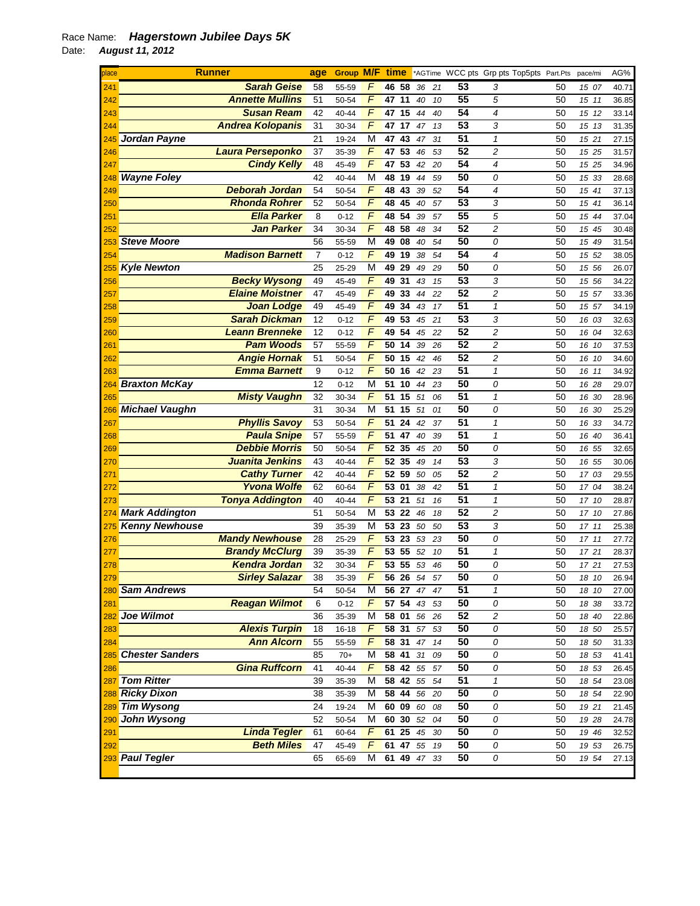Race Name: ***Hagerstown Jubilee Days 5K***
Date: ***August 11, 2012***

| place | Runner | age | Group | M/F | time | | *AGTime | | WCC pts | Grp pts | Top5pts | Part.Pts | pace/mi | AG% |
|---|---|---|---|---|---|---|---|---|---|---|---|---|---|---|
| 241 | Sarah Geise | 58 | 55-59 | F | 46 | 58 | 36 | 21 | 53 | 3 | | 50 | 15 07 | 40.71 |
| 242 | Annette Mullins | 51 | 50-54 | F | 47 | 11 | 40 | 10 | 55 | 5 | | 50 | 15 11 | 36.85 |
| 243 | Susan Ream | 42 | 40-44 | F | 47 | 15 | 44 | 40 | 54 | 4 | | 50 | 15 12 | 33.14 |
| 244 | Andrea Kolopanis | 31 | 30-34 | F | 47 | 17 | 47 | 13 | 53 | 3 | | 50 | 15 13 | 31.35 |
| 245 | Jordan Payne | 21 | 19-24 | M | 47 | 43 | 47 | 31 | 51 | 1 | | 50 | 15 21 | 27.15 |
| 246 | Laura Perseponko | 37 | 35-39 | F | 47 | 53 | 46 | 53 | 52 | 2 | | 50 | 15 25 | 31.57 |
| 247 | Cindy Kelly | 48 | 45-49 | F | 47 | 53 | 42 | 20 | 54 | 4 | | 50 | 15 25 | 34.96 |
| 248 | Wayne Foley | 42 | 40-44 | M | 48 | 19 | 44 | 59 | 50 | 0 | | 50 | 15 33 | 28.68 |
| 249 | Deborah Jordan | 54 | 50-54 | F | 48 | 43 | 39 | 52 | 54 | 4 | | 50 | 15 41 | 37.13 |
| 250 | Rhonda Rohrer | 52 | 50-54 | F | 48 | 45 | 40 | 57 | 53 | 3 | | 50 | 15 41 | 36.14 |
| 251 | Ella Parker | 8 | 0-12 | F | 48 | 54 | 39 | 57 | 55 | 5 | | 50 | 15 44 | 37.04 |
| 252 | Jan Parker | 34 | 30-34 | F | 48 | 58 | 48 | 34 | 52 | 2 | | 50 | 15 45 | 30.48 |
| 253 | Steve Moore | 56 | 55-59 | M | 49 | 08 | 40 | 54 | 50 | 0 | | 50 | 15 49 | 31.54 |
| 254 | Madison Barnett | 7 | 0-12 | F | 49 | 19 | 38 | 54 | 54 | 4 | | 50 | 15 52 | 38.05 |
| 255 | Kyle Newton | 25 | 25-29 | M | 49 | 29 | 49 | 29 | 50 | 0 | | 50 | 15 56 | 26.07 |
| 256 | Becky Wysong | 49 | 45-49 | F | 49 | 31 | 43 | 15 | 53 | 3 | | 50 | 15 56 | 34.22 |
| 257 | Elaine Moistner | 47 | 45-49 | F | 49 | 33 | 44 | 22 | 52 | 2 | | 50 | 15 57 | 33.36 |
| 258 | Joan Lodge | 49 | 45-49 | F | 49 | 34 | 43 | 17 | 51 | 1 | | 50 | 15 57 | 34.19 |
| 259 | Sarah Dickman | 12 | 0-12 | F | 49 | 53 | 45 | 21 | 53 | 3 | | 50 | 16 03 | 32.63 |
| 260 | Leann Brenneke | 12 | 0-12 | F | 49 | 54 | 45 | 22 | 52 | 2 | | 50 | 16 04 | 32.63 |
| 261 | Pam Woods | 57 | 55-59 | F | 50 | 14 | 39 | 26 | 52 | 2 | | 50 | 16 10 | 37.53 |
| 262 | Angie Hornak | 51 | 50-54 | F | 50 | 15 | 42 | 46 | 52 | 2 | | 50 | 16 10 | 34.60 |
| 263 | Emma Barnett | 9 | 0-12 | F | 50 | 16 | 42 | 23 | 51 | 1 | | 50 | 16 11 | 34.92 |
| 264 | Braxton McKay | 12 | 0-12 | M | 51 | 10 | 44 | 23 | 50 | 0 | | 50 | 16 28 | 29.07 |
| 265 | Misty Vaughn | 32 | 30-34 | F | 51 | 15 | 51 | 06 | 51 | 1 | | 50 | 16 30 | 28.96 |
| 266 | Michael Vaughn | 31 | 30-34 | M | 51 | 15 | 51 | 01 | 50 | 0 | | 50 | 16 30 | 25.29 |
| 267 | Phyllis Savoy | 53 | 50-54 | F | 51 | 24 | 42 | 37 | 51 | 1 | | 50 | 16 33 | 34.72 |
| 268 | Paula Snipe | 57 | 55-59 | F | 51 | 47 | 40 | 39 | 51 | 1 | | 50 | 16 40 | 36.41 |
| 269 | Debbie Morris | 50 | 50-54 | F | 52 | 35 | 45 | 20 | 50 | 0 | | 50 | 16 55 | 32.65 |
| 270 | Juanita Jenkins | 43 | 40-44 | F | 52 | 35 | 49 | 14 | 53 | 3 | | 50 | 16 55 | 30.06 |
| 271 | Cathy Turner | 42 | 40-44 | F | 52 | 59 | 50 | 05 | 52 | 2 | | 50 | 17 03 | 29.55 |
| 272 | Yvona Wolfe | 62 | 60-64 | F | 53 | 01 | 38 | 42 | 51 | 1 | | 50 | 17 04 | 38.24 |
| 273 | Tonya Addington | 40 | 40-44 | F | 53 | 21 | 51 | 16 | 51 | 1 | | 50 | 17 10 | 28.87 |
| 274 | Mark Addington | 51 | 50-54 | M | 53 | 22 | 46 | 18 | 52 | 2 | | 50 | 17 10 | 27.86 |
| 275 | Kenny Newhouse | 39 | 35-39 | M | 53 | 23 | 50 | 50 | 53 | 3 | | 50 | 17 11 | 25.38 |
| 276 | Mandy Newhouse | 28 | 25-29 | F | 53 | 23 | 53 | 23 | 50 | 0 | | 50 | 17 11 | 27.72 |
| 277 | Brandy McClurg | 39 | 35-39 | F | 53 | 55 | 52 | 10 | 51 | 1 | | 50 | 17 21 | 28.37 |
| 278 | Kendra Jordan | 32 | 30-34 | F | 53 | 55 | 53 | 46 | 50 | 0 | | 50 | 17 21 | 27.53 |
| 279 | Sirley Salazar | 38 | 35-39 | F | 56 | 26 | 54 | 57 | 50 | 0 | | 50 | 18 10 | 26.94 |
| 280 | Sam Andrews | 54 | 50-54 | M | 56 | 27 | 47 | 47 | 51 | 1 | | 50 | 18 10 | 27.00 |
| 281 | Reagan Wilmot | 6 | 0-12 | F | 57 | 54 | 43 | 53 | 50 | 0 | | 50 | 18 38 | 33.72 |
| 282 | Joe Wilmot | 36 | 35-39 | M | 58 | 01 | 56 | 26 | 52 | 2 | | 50 | 18 40 | 22.86 |
| 283 | Alexis Turpin | 18 | 16-18 | F | 58 | 31 | 57 | 53 | 50 | 0 | | 50 | 18 50 | 25.57 |
| 284 | Ann Alcorn | 55 | 55-59 | F | 58 | 31 | 47 | 14 | 50 | 0 | | 50 | 18 50 | 31.33 |
| 285 | Chester Sanders | 85 | 70+ | M | 58 | 41 | 31 | 09 | 50 | 0 | | 50 | 18 53 | 41.41 |
| 286 | Gina Ruffcorn | 41 | 40-44 | F | 58 | 42 | 55 | 57 | 50 | 0 | | 50 | 18 53 | 26.45 |
| 287 | Tom Ritter | 39 | 35-39 | M | 58 | 42 | 55 | 54 | 51 | 1 | | 50 | 18 54 | 23.08 |
| 288 | Ricky Dixon | 38 | 35-39 | M | 58 | 44 | 56 | 20 | 50 | 0 | | 50 | 18 54 | 22.90 |
| 289 | Tim Wysong | 24 | 19-24 | M | 60 | 09 | 60 | 08 | 50 | 0 | | 50 | 19 21 | 21.45 |
| 290 | John Wysong | 52 | 50-54 | M | 60 | 30 | 52 | 04 | 50 | 0 | | 50 | 19 28 | 24.78 |
| 291 | Linda Tegler | 61 | 60-64 | F | 61 | 25 | 45 | 30 | 50 | 0 | | 50 | 19 46 | 32.52 |
| 292 | Beth Miles | 47 | 45-49 | F | 61 | 47 | 55 | 19 | 50 | 0 | | 50 | 19 53 | 26.75 |
| 293 | Paul Tegler | 65 | 65-69 | M | 61 | 49 | 47 | 33 | 50 | 0 | | 50 | 19 54 | 27.13 |